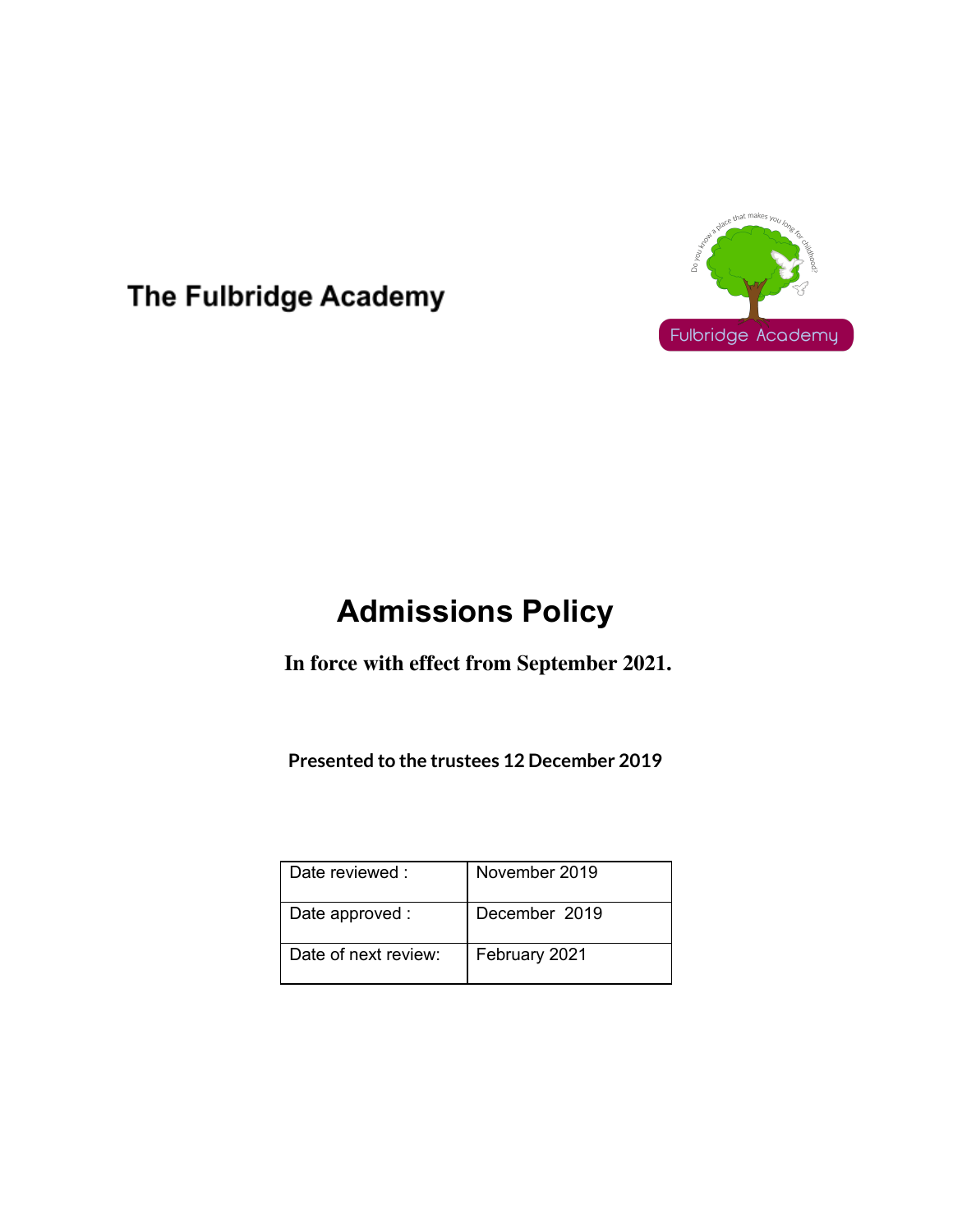The Fulbridge Academy

# Admissions Policy

**In force with effect from September 2021.**

**Presented to the trustees 12 December 2019**

| Date reviewed : | November 2019 |
|---|---|
| Date approved : | December 2019 |
| Date of next review: | February 2021 |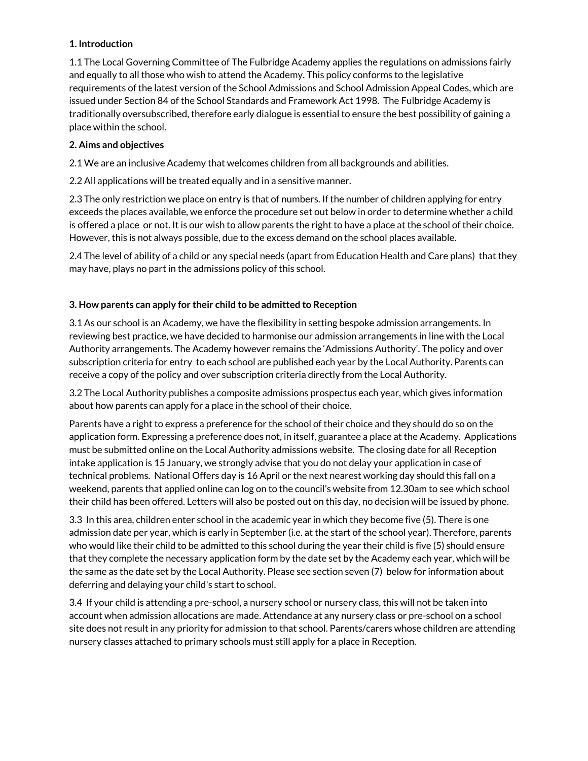**1. Introduction**

1.1 The Local Governing Committee of The Fulbridge Academy applies the regulations on admissions fairly and equally to all those who wish to attend the Academy. This policy conforms to the legislative requirements of the latest version of the School Admissions and School Admission Appeal Codes, which are issued under Section 84 of the School Standards and Framework Act 1998. The Fulbridge Academy is traditionally oversubscribed, therefore early dialogue is essential to ensure the best possibility of gaining a place within the school.

**2. Aims and objectives**

2.1 We are an inclusive Academy that welcomes children from all backgrounds and abilities.

2.2 All applications will be treated equally and in a sensitive manner.

2.3 The only restriction we place on entry is that of numbers. If the number of children applying for entry exceeds the places available, we enforce the procedure set out below in order to determine whether a child is offered a place or not. It is our wish to allow parents the right to have a place at the school of their choice. However, this is not always possible, due to the excess demand on the school places available.

2.4 The level of ability of a child or any special needs (apart from Education Health and Care plans) that they may have, plays no part in the admissions policy of this school.

**3. How parents can apply for their child to be admitted to Reception**

3.1 As our school is an Academy, we have the flexibility in setting bespoke admission arrangements. In reviewing best practice, we have decided to harmonise our admission arrangements in line with the Local Authority arrangements. The Academy however remains the 'Admissions Authority'. The policy and over subscription criteria for entry to each school are published each year by the Local Authority. Parents can receive a copy of the policy and over subscription criteria directly from the Local Authority.

3.2 The Local Authority publishes a composite admissions prospectus each year, which gives information about how parents can apply for a place in the school of their choice.

Parents have a right to express a preference for the school of their choice and they should do so on the application form. Expressing a preference does not, in itself, guarantee a place at the Academy. Applications must be submitted online on the Local Authority admissions website. The closing date for all Reception intake application is 15 January, we strongly advise that you do not delay your application in case of technical problems. National Offers day is 16 April or the next nearest working day should this fall on a weekend, parents that applied online can log on to the council's website from 12.30am to see which school their child has been offered. Letters will also be posted out on this day, no decision will be issued by phone.

3.3 In this area, children enter school in the academic year in which they become five (5). There is one admission date per year, which is early in September (i.e. at the start of the school year). Therefore, parents who would like their child to be admitted to this school during the year their child is five (5) should ensure that they complete the necessary application form by the date set by the Academy each year, which will be the same as the date set by the Local Authority. Please see section seven (7) below for information about deferring and delaying your child's start to school.

3.4 If your child is attending a pre-school, a nursery school or nursery class, this will not be taken into account when admission allocations are made. Attendance at any nursery class or pre-school on a school site does not result in any priority for admission to that school. Parents/carers whose children are attending nursery classes attached to primary schools must still apply for a place in Reception.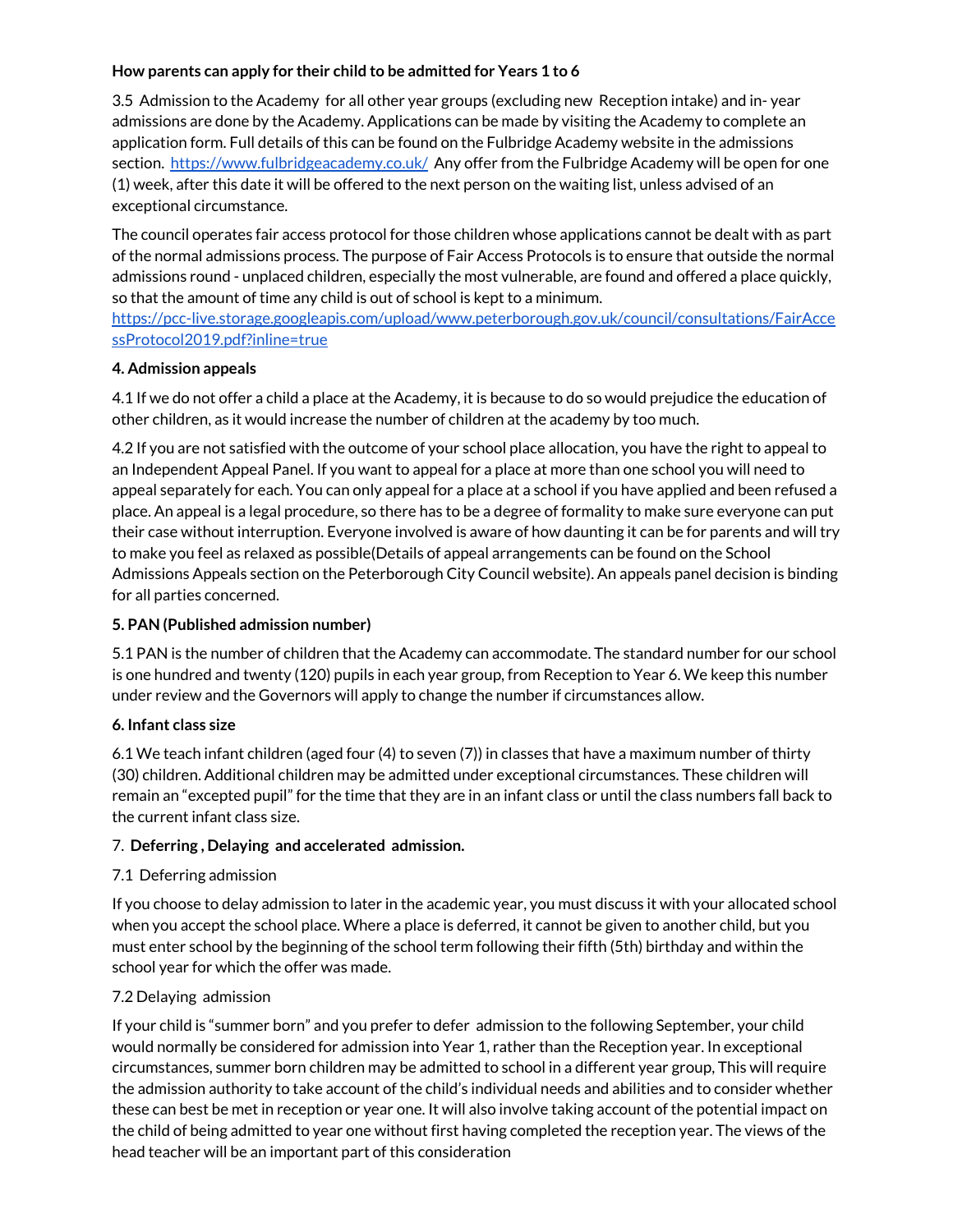**How parents can apply for their child to be admitted for Years 1 to 6**

3.5 Admission to the Academy for all other year groups (excluding new Reception intake) and in- year admissions are done by the Academy. Applications can be made by visiting the Academy to complete an application form. Full details of this can be found on the Fulbridge Academy website in the admissions section. https://www.fulbridgeacademy.co.uk/ Any offer from the Fulbridge Academy will be open for one (1) week, after this date it will be offered to the next person on the waiting list, unless advised of an exceptional circumstance.

The council operates fair access protocol for those children whose applications cannot be dealt with as part of the normal admissions process. The purpose of Fair Access Protocols is to ensure that outside the normal admissions round - unplaced children, especially the most vulnerable, are found and offered a place quickly, so that the amount of time any child is out of school is kept to a minimum. https://pcc-live.storage.googleapis.com/upload/www.peterborough.gov.uk/council/consultations/FairAccessProtocol2019.pdf?inline=true

**4. Admission appeals**

4.1 If we do not offer a child a place at the Academy, it is because to do so would prejudice the education of other children, as it would increase the number of children at the academy by too much.

4.2 If you are not satisfied with the outcome of your school place allocation, you have the right to appeal to an Independent Appeal Panel. If you want to appeal for a place at more than one school you will need to appeal separately for each. You can only appeal for a place at a school if you have applied and been refused a place. An appeal is a legal procedure, so there has to be a degree of formality to make sure everyone can put their case without interruption. Everyone involved is aware of how daunting it can be for parents and will try to make you feel as relaxed as possible(Details of appeal arrangements can be found on the School Admissions Appeals section on the Peterborough City Council website). An appeals panel decision is binding for all parties concerned.

**5. PAN (Published admission number)**

5.1 PAN is the number of children that the Academy can accommodate. The standard number for our school is one hundred and twenty (120) pupils in each year group, from Reception to Year 6. We keep this number under review and the Governors will apply to change the number if circumstances allow.

**6. Infant class size**

6.1 We teach infant children (aged four (4) to seven (7)) in classes that have a maximum number of thirty (30) children. Additional children may be admitted under exceptional circumstances. These children will remain an "excepted pupil" for the time that they are in an infant class or until the class numbers fall back to the current infant class size.

7. **Deferring , Delaying and accelerated admission.**

7.1 Deferring admission

If you choose to delay admission to later in the academic year, you must discuss it with your allocated school when you accept the school place. Where a place is deferred, it cannot be given to another child, but you must enter school by the beginning of the school term following their fifth (5th) birthday and within the school year for which the offer was made.

7.2 Delaying admission

If your child is "summer born" and you prefer to defer admission to the following September, your child would normally be considered for admission into Year 1, rather than the Reception year. In exceptional circumstances, summer born children may be admitted to school in a different year group, This will require the admission authority to take account of the child's individual needs and abilities and to consider whether these can best be met in reception or year one. It will also involve taking account of the potential impact on the child of being admitted to year one without first having completed the reception year. The views of the head teacher will be an important part of this consideration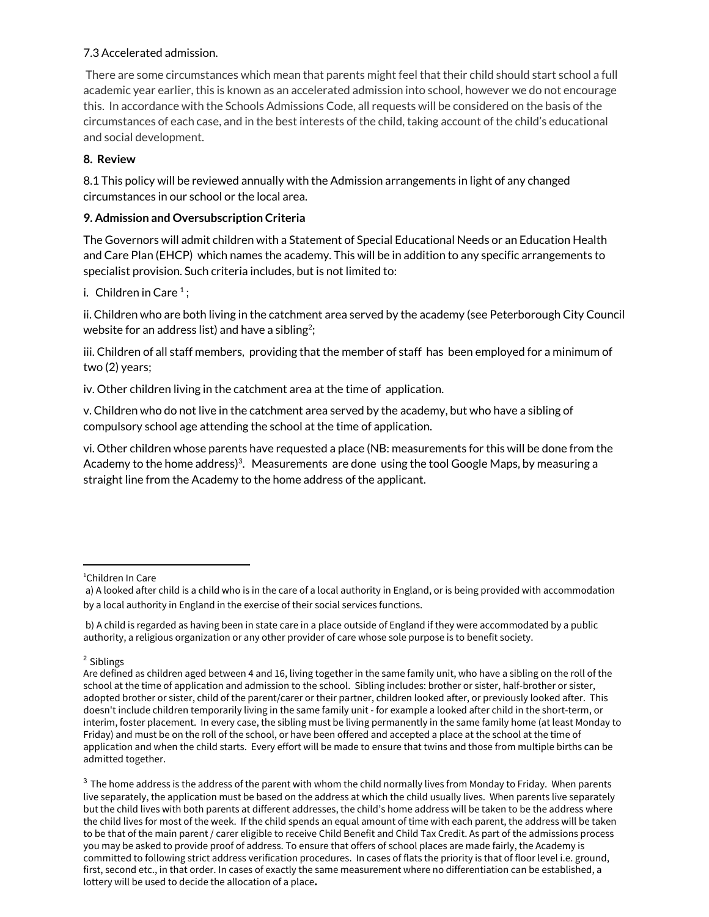7.3 Accelerated admission.

There are some circumstances which mean that parents might feel that their child should start school a full academic year earlier, this is known as an accelerated admission into school, however we do not encourage this. In accordance with the Schools Admissions Code, all requests will be considered on the basis of the circumstances of each case, and in the best interests of the child, taking account of the child's educational and social development.

**8. Review**

8.1 This policy will be reviewed annually with the Admission arrangements in light of any changed circumstances in our school or the local area.

**9. Admission and Oversubscription Criteria**

The Governors will admit children with a Statement of Special Educational Needs or an Education Health and Care Plan (EHCP) which names the academy. This will be in addition to any specific arrangements to specialist provision. Such criteria includes, but is not limited to:

i. Children in Care [1];

ii. Children who are both living in the catchment area served by the academy (see Peterborough City Council website for an address list) and have a sibling[2];

iii. Children of all staff members, providing that the member of staff has been employed for a minimum of two (2) years;

iv. Other children living in the catchment area at the time of application.

v. Children who do not live in the catchment area served by the academy, but who have a sibling of compulsory school age attending the school at the time of application.

vi. Other children whose parents have requested a place (NB: measurements for this will be done from the Academy to the home address)[3]. Measurements are done using the tool Google Maps, by measuring a straight line from the Academy to the home address of the applicant.

---

[1] Children In Care

a) A looked after child is a child who is in the care of a local authority in England, or is being provided with accommodation by a local authority in England in the exercise of their social services functions.

b) A child is regarded as having been in state care in a place outside of England if they were accommodated by a public authority, a religious organization or any other provider of care whose sole purpose is to benefit society.

[2] Siblings

Are defined as children aged between 4 and 16, living together in the same family unit, who have a sibling on the roll of the school at the time of application and admission to the school. Sibling includes: brother or sister, half-brother or sister, adopted brother or sister, child of the parent/carer or their partner, children looked after, or previously looked after. This doesn't include children temporarily living in the same family unit - for example a looked after child in the short-term, or interim, foster placement. In every case, the sibling must be living permanently in the same family home (at least Monday to Friday) and must be on the roll of the school, or have been offered and accepted a place at the school at the time of application and when the child starts. Every effort will be made to ensure that twins and those from multiple births can be admitted together.

[3] The home address is the address of the parent with whom the child normally lives from Monday to Friday. When parents live separately, the application must be based on the address at which the child usually lives. When parents live separately but the child lives with both parents at different addresses, the child's home address will be taken to be the address where the child lives for most of the week. If the child spends an equal amount of time with each parent, the address will be taken to be that of the main parent / carer eligible to receive Child Benefit and Child Tax Credit. As part of the admissions process you may be asked to provide proof of address. To ensure that offers of school places are made fairly, the Academy is committed to following strict address verification procedures. In cases of flats the priority is that of floor level i.e. ground, first, second etc., in that order. In cases of exactly the same measurement where no differentiation can be established, a lottery will be used to decide the allocation of a place**.**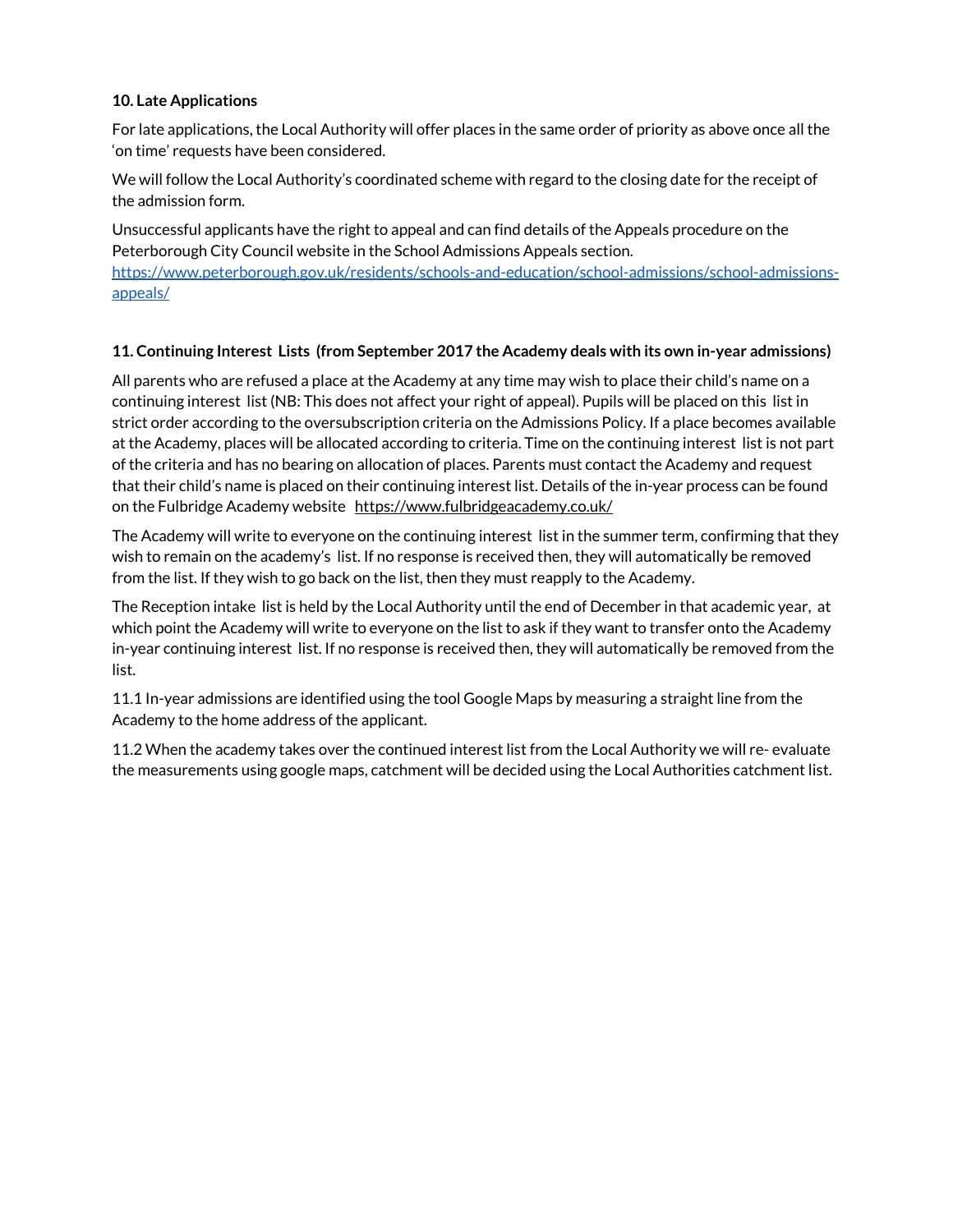**10. Late Applications**

For late applications, the Local Authority will offer places in the same order of priority as above once all the 'on time' requests have been considered.

We will follow the Local Authority's coordinated scheme with regard to the closing date for the receipt of the admission form.

Unsuccessful applicants have the right to appeal and can find details of the Appeals procedure on the Peterborough City Council website in the School Admissions Appeals section. https://www.peterborough.gov.uk/residents/schools-and-education/school-admissions/school-admissions-appeals/

**11. Continuing Interest Lists (from September 2017 the Academy deals with its own in-year admissions)**

All parents who are refused a place at the Academy at any time may wish to place their child's name on a continuing interest list (NB: This does not affect your right of appeal). Pupils will be placed on this list in strict order according to the oversubscription criteria on the Admissions Policy. If a place becomes available at the Academy, places will be allocated according to criteria. Time on the continuing interest list is not part of the criteria and has no bearing on allocation of places. Parents must contact the Academy and request that their child's name is placed on their continuing interest list. Details of the in-year process can be found on the Fulbridge Academy website https://www.fulbridgeacademy.co.uk/

The Academy will write to everyone on the continuing interest list in the summer term, confirming that they wish to remain on the academy's list. If no response is received then, they will automatically be removed from the list. If they wish to go back on the list, then they must reapply to the Academy.

The Reception intake list is held by the Local Authority until the end of December in that academic year, at which point the Academy will write to everyone on the list to ask if they want to transfer onto the Academy in-year continuing interest list. If no response is received then, they will automatically be removed from the list.

11.1 In-year admissions are identified using the tool Google Maps by measuring a straight line from the Academy to the home address of the applicant.

11.2 When the academy takes over the continued interest list from the Local Authority we will re- evaluate the measurements using google maps, catchment will be decided using the Local Authorities catchment list.